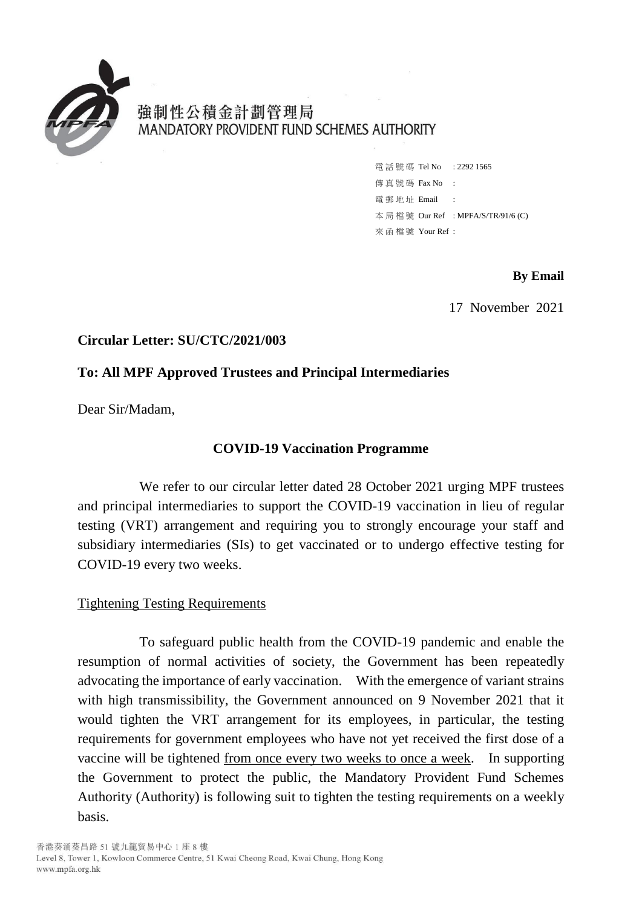強制性公積金計劃管理局
MANDATORY PROVIDENT FUND SCHEMES AUTHORITY

電話號碼 Tel No : 2292 1565
傳真號碼 Fax No :
電郵地址 Email :
本局檔號 Our Ref : MPFA/S/TR/91/6 (C)
來函檔號 Your Ref :

**By Email**

17 November 2021

**Circular Letter: SU/CTC/2021/003**

**To: All MPF Approved Trustees and Principal Intermediaries**

Dear Sir/Madam,

**COVID-19 Vaccination Programme**

We refer to our circular letter dated 28 October 2021 urging MPF trustees and principal intermediaries to support the COVID-19 vaccination in lieu of regular testing (VRT) arrangement and requiring you to strongly encourage your staff and subsidiary intermediaries (SIs) to get vaccinated or to undergo effective testing for COVID-19 every two weeks.

Tightening Testing Requirements

To safeguard public health from the COVID-19 pandemic and enable the resumption of normal activities of society, the Government has been repeatedly advocating the importance of early vaccination. With the emergence of variant strains with high transmissibility, the Government announced on 9 November 2021 that it would tighten the VRT arrangement for its employees, in particular, the testing requirements for government employees who have not yet received the first dose of a vaccine will be tightened from once every two weeks to once a week. In supporting the Government to protect the public, the Mandatory Provident Fund Schemes Authority (Authority) is following suit to tighten the testing requirements on a weekly basis.

香港葵涌葵昌路 51 號九龍貿易中心 1 座 8 樓
Level 8, Tower 1, Kowloon Commerce Centre, 51 Kwai Cheong Road, Kwai Chung, Hong Kong
www.mpfa.org.hk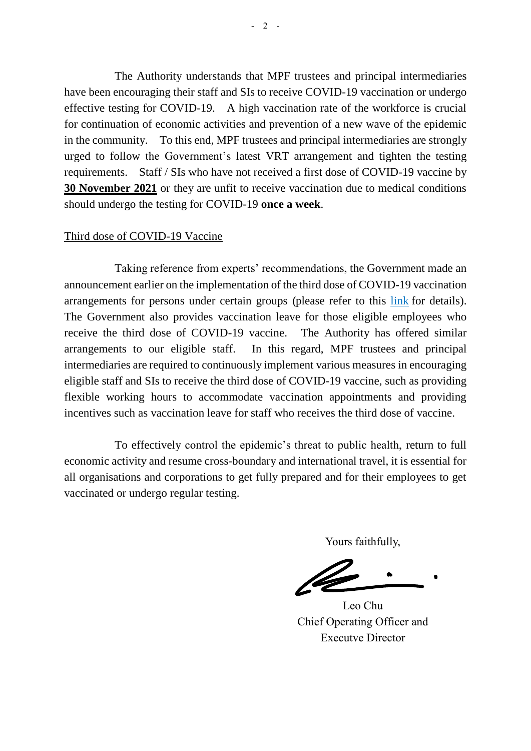The Authority understands that MPF trustees and principal intermediaries have been encouraging their staff and SIs to receive COVID-19 vaccination or undergo effective testing for COVID-19. A high vaccination rate of the workforce is crucial for continuation of economic activities and prevention of a new wave of the epidemic in the community. To this end, MPF trustees and principal intermediaries are strongly urged to follow the Government's latest VRT arrangement and tighten the testing requirements. Staff / SIs who have not received a first dose of COVID-19 vaccine by **30 November 2021** or they are unfit to receive vaccination due to medical conditions should undergo the testing for COVID-19 **once a week**.

Third dose of COVID-19 Vaccine

Taking reference from experts' recommendations, the Government made an announcement earlier on the implementation of the third dose of COVID-19 vaccination arrangements for persons under certain groups (please refer to this link for details). The Government also provides vaccination leave for those eligible employees who receive the third dose of COVID-19 vaccine. The Authority has offered similar arrangements to our eligible staff. In this regard, MPF trustees and principal intermediaries are required to continuously implement various measures in encouraging eligible staff and SIs to receive the third dose of COVID-19 vaccine, such as providing flexible working hours to accommodate vaccination appointments and providing incentives such as vaccination leave for staff who receives the third dose of vaccine.

To effectively control the epidemic's threat to public health, return to full economic activity and resume cross-boundary and international travel, it is essential for all organisations and corporations to get fully prepared and for their employees to get vaccinated or undergo regular testing.

Yours faithfully,

Leo Chu
Chief Operating Officer and
Executve Director